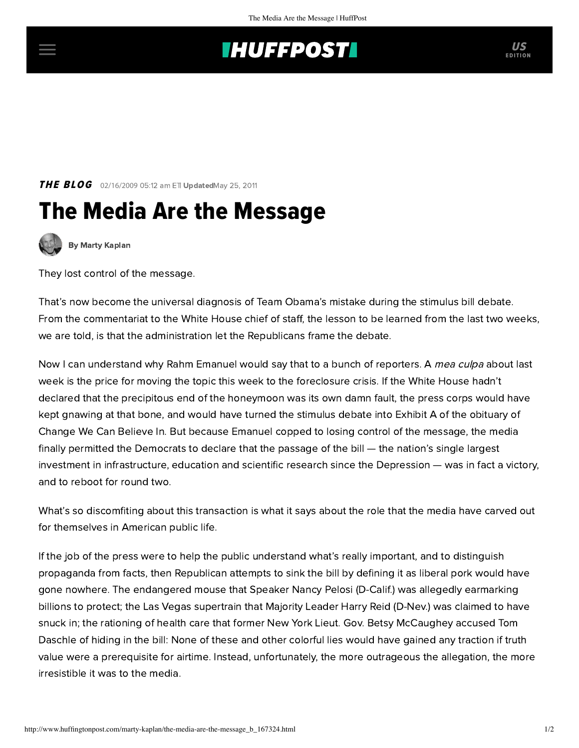THE BLOG 02/16/2009 05:12 am ET | Updated May 25, 2011

# The Media Are the Message

By Marty Kaplan

They lost control of the message.

That's now become the universal diagnosis of Team Obama's mistake during the stimulus bill debate. From the commentariat to the White House chief of staff, the lesson to be learned from the last two weeks, we are told, is that the administration let the Republicans frame the debate.

Now I can understand why Rahm Emanuel would say that to a bunch of reporters. A *mea culpa* about last week is the price for moving the topic this week to the foreclosure crisis. If the White House hadn't declared that the precipitous end of the honeymoon was its own damn fault, the press corps would have kept gnawing at that bone, and would have turned the stimulus debate into Exhibit A of the obituary of Change We Can Believe In. But because Emanuel copped to losing control of the message, the media finally permitted the Democrats to declare that the passage of the bill — the nation's single largest investment in infrastructure, education and scientific research since the Depression — was in fact a victory, and to reboot for round two.

What's so discomfiting about this transaction is what it says about the role that the media have carved out for themselves in American public life.

If the job of the press were to help the public understand what's really important, and to distinguish propaganda from facts, then Republican attempts to sink the bill by defining it as liberal pork would have gone nowhere. The endangered mouse that Speaker Nancy Pelosi (D-Calif.) was allegedly earmarking billions to protect; the Las Vegas supertrain that Majority Leader Harry Reid (D-Nev.) was claimed to have snuck in; the rationing of health care that former New York Lieut. Gov. Betsy McCaughey accused Tom Daschle of hiding in the bill: None of these and other colorful lies would have gained any traction if truth value were a prerequisite for airtime. Instead, unfortunately, the more outrageous the allegation, the more irresistible it was to the media.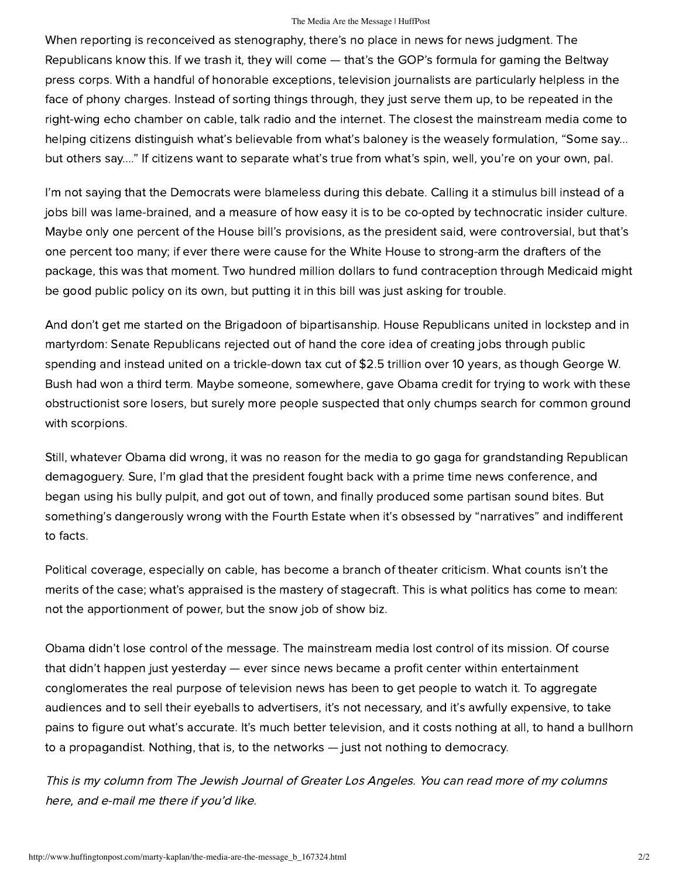When reporting is reconceived as stenography, there's no place in news for news judgment. The Republicans know this. If we trash it, they will come — that's the GOP's formula for gaming the Beltway press corps. With a handful of honorable exceptions, television journalists are particularly helpless in the face of phony charges. Instead of sorting things through, they just serve them up, to be repeated in the right-wing echo chamber on cable, talk radio and the internet. The closest the mainstream media come to helping citizens distinguish what's believable from what's baloney is the weasely formulation, "Some say... but others say...." If citizens want to separate what's true from what's spin, well, you're on your own, pal.

I'm not saying that the Democrats were blameless during this debate. Calling it a stimulus bill instead of a jobs bill was lame-brained, and a measure of how easy it is to be co-opted by technocratic insider culture. Maybe only one percent of the House bill's provisions, as the president said, were controversial, but that's one percent too many; if ever there were cause for the White House to strong-arm the drafters of the package, this was that moment. Two hundred million dollars to fund contraception through Medicaid might be good public policy on its own, but putting it in this bill was just asking for trouble.

And don't get me started on the Brigadoon of bipartisanship. House Republicans united in lockstep and in martyrdom: Senate Republicans rejected out of hand the core idea of creating jobs through public spending and instead united on a trickle-down tax cut of $2.5 trillion over 10 years, as though George W. Bush had won a third term. Maybe someone, somewhere, gave Obama credit for trying to work with these obstructionist sore losers, but surely more people suspected that only chumps search for common ground with scorpions.

Still, whatever Obama did wrong, it was no reason for the media to go gaga for grandstanding Republican demagoguery. Sure, I'm glad that the president fought back with a prime time news conference, and began using his bully pulpit, and got out of town, and finally produced some partisan sound bites. But something's dangerously wrong with the Fourth Estate when it's obsessed by "narratives" and indifferent to facts.

Political coverage, especially on cable, has become a branch of theater criticism. What counts isn't the merits of the case; what's appraised is the mastery of stagecraft. This is what politics has come to mean: not the apportionment of power, but the snow job of show biz.

Obama didn't lose control of the message. The mainstream media lost control of its mission. Of course that didn't happen just yesterday — ever since news became a profit center within entertainment conglomerates the real purpose of television news has been to get people to watch it. To aggregate audiences and to sell their eyeballs to advertisers, it's not necessary, and it's awfully expensive, to take pains to figure out what's accurate. It's much better television, and it costs nothing at all, to hand a bullhorn to a propagandist. Nothing, that is, to the networks — just not nothing to democracy.

*This is my column from The Jewish Journal of Greater Los Angeles. You can read more of my columns here, and e-mail me there if you'd like.*